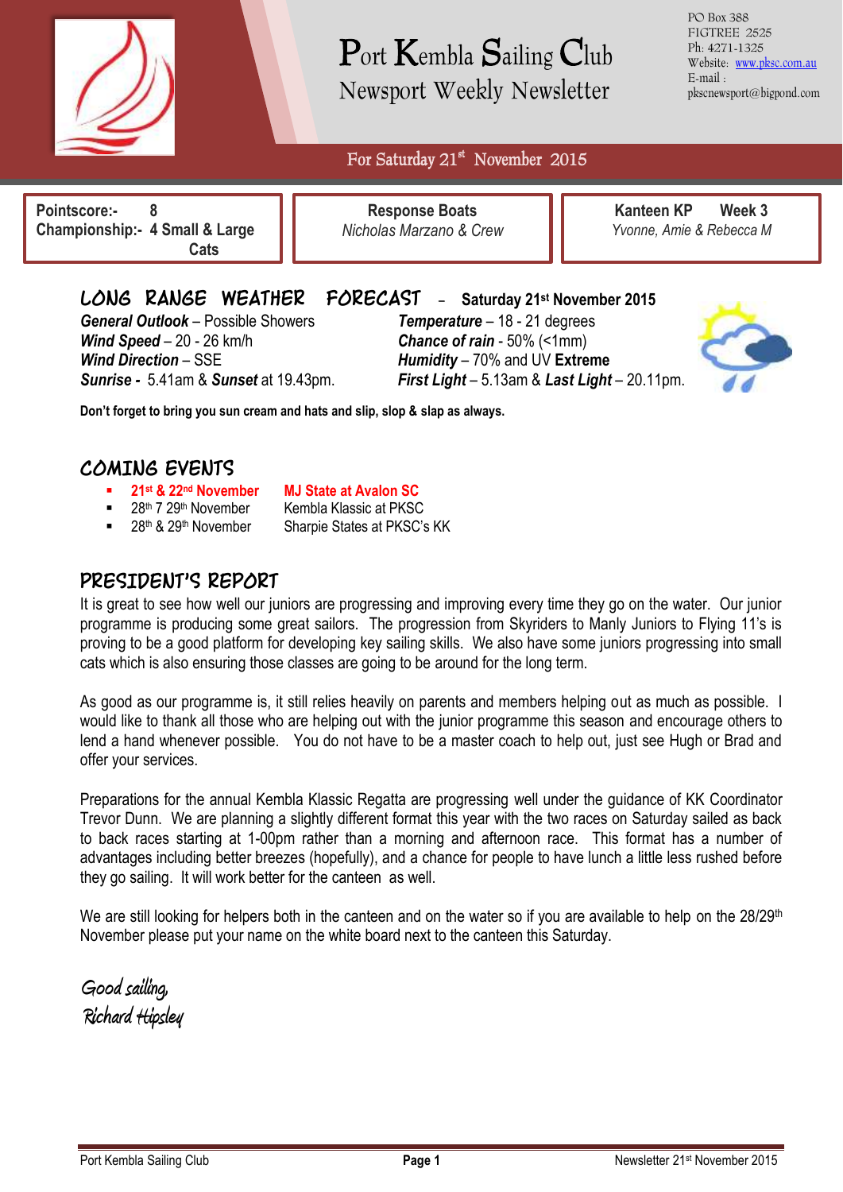# Port Kembla Sailing Club

## Newsport Weekly Newsletter

PO Box 388
FIGTREE 2525
Ph: 4271-1325
Website: www.pksc.com.au
E-mail : pkscnewsport@bigpond.com

**For Saturday 21st November 2015**

| Pointscore:- 8<br>Championship:- 4 Small & Large Cats | Response Boats<br>*Nicholas Marzano & Crew* | Kanteen KP Week 3<br>*Yvonne, Amie & Rebecca M* |
|---|---|---|

## LONG RANGE WEATHER FORECAST – Saturday 21st November 2015

***General Outlook*** – Possible Showers
***Wind Speed*** – 20 - 26 km/h
***Wind Direction*** – SSE
***Sunrise -*** 5.41am & ***Sunset*** at 19.43pm.
***Temperature*** – 18 - 21 degrees
***Chance of rain*** - 50% (<1mm)
***Humidity*** – 70% and UV **Extreme**
***First Light*** – 5.13am & ***Last Light*** – 20.11pm.

**Don't forget to bring you sun cream and hats and slip, slop & slap as always.**

## COMING EVENTS

- **21st & 22nd November** **MJ State at Avalon SC**
- 28th 7 29th November Kembla Klassic at PKSC
- 28th & 29th November Sharpie States at PKSC's KK

## PRESIDENT'S REPORT

It is great to see how well our juniors are progressing and improving every time they go on the water. Our junior programme is producing some great sailors. The progression from Skyriders to Manly Juniors to Flying 11's is proving to be a good platform for developing key sailing skills. We also have some juniors progressing into small cats which is also ensuring those classes are going to be around for the long term.

As good as our programme is, it still relies heavily on parents and members helping out as much as possible. I would like to thank all those who are helping out with the junior programme this season and encourage others to lend a hand whenever possible. You do not have to be a master coach to help out, just see Hugh or Brad and offer your services.

Preparations for the annual Kembla Klassic Regatta are progressing well under the guidance of KK Coordinator Trevor Dunn. We are planning a slightly different format this year with the two races on Saturday sailed as back to back races starting at 1-00pm rather than a morning and afternoon race. This format has a number of advantages including better breezes (hopefully), and a chance for people to have lunch a little less rushed before they go sailing. It will work better for the canteen as well.

We are still looking for helpers both in the canteen and on the water so if you are available to help on the 28/29th November please put your name on the white board next to the canteen this Saturday.

*Good sailing,*
*Richard Hipsley*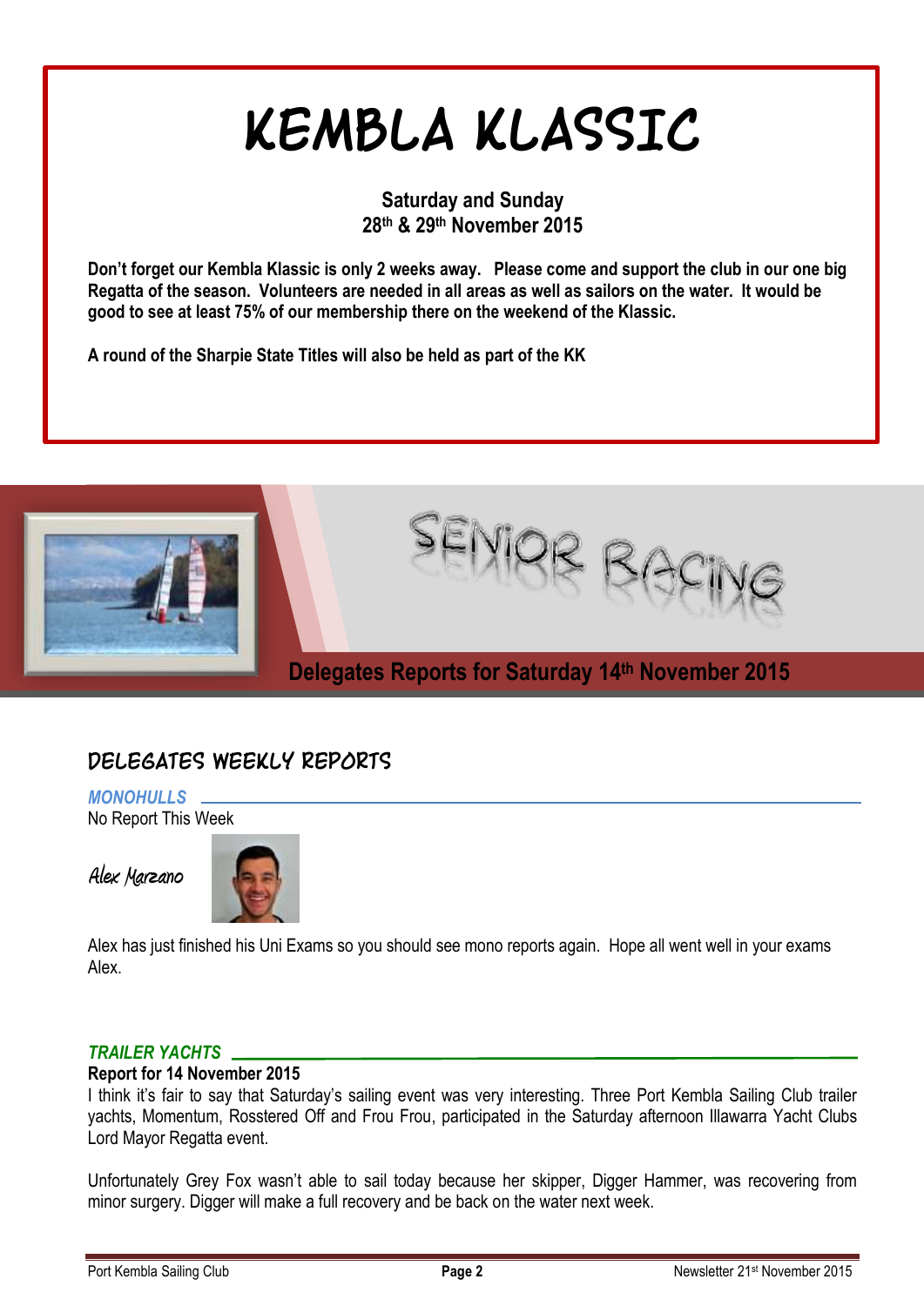# KEMBLA KLASSIC

**Saturday and Sunday**
**28th & 29th November 2015**

**Don't forget our Kembla Klassic is only 2 weeks away. Please come and support the club in our one big Regatta of the season. Volunteers are needed in all areas as well as sailors on the water. It would be good to see at least 75% of our membership there on the weekend of the Klassic.**

**A round of the Sharpie State Titles will also be held as part of the KK**

# SENIOR RACING

## Delegates Reports for Saturday 14th November 2015

## DELEGATES WEEKLY REPORTS

### *MONOHULLS*

No Report This Week

*Alex Marzano*

Alex has just finished his Uni Exams so you should see mono reports again. Hope all went well in your exams Alex.

### *TRAILER YACHTS*

**Report for 14 November 2015**

I think it's fair to say that Saturday's sailing event was very interesting. Three Port Kembla Sailing Club trailer yachts, Momentum, Rosstered Off and Frou Frou, participated in the Saturday afternoon Illawarra Yacht Clubs Lord Mayor Regatta event.

Unfortunately Grey Fox wasn't able to sail today because her skipper, Digger Hammer, was recovering from minor surgery. Digger will make a full recovery and be back on the water next week.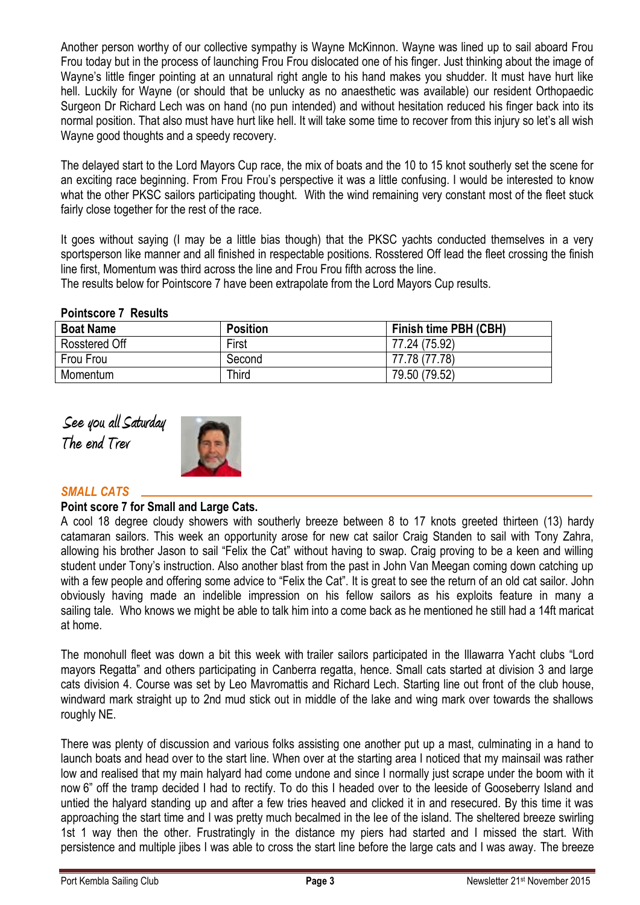Another person worthy of our collective sympathy is Wayne McKinnon. Wayne was lined up to sail aboard Frou Frou today but in the process of launching Frou Frou dislocated one of his finger. Just thinking about the image of Wayne's little finger pointing at an unnatural right angle to his hand makes you shudder. It must have hurt like hell. Luckily for Wayne (or should that be unlucky as no anaesthetic was available) our resident Orthopaedic Surgeon Dr Richard Lech was on hand (no pun intended) and without hesitation reduced his finger back into its normal position. That also must have hurt like hell. It will take some time to recover from this injury so let's all wish Wayne good thoughts and a speedy recovery.

The delayed start to the Lord Mayors Cup race, the mix of boats and the 10 to 15 knot southerly set the scene for an exciting race beginning. From Frou Frou's perspective it was a little confusing. I would be interested to know what the other PKSC sailors participating thought. With the wind remaining very constant most of the fleet stuck fairly close together for the rest of the race.

It goes without saying (I may be a little bias though) that the PKSC yachts conducted themselves in a very sportsperson like manner and all finished in respectable positions. Rosstered Off lead the fleet crossing the finish line first, Momentum was third across the line and Frou Frou fifth across the line.
The results below for Pointscore 7 have been extrapolate from the Lord Mayors Cup results.

**Pointscore 7 Results**

| Boat Name | Position | Finish time PBH (CBH) |
|---|---|---|
| Rosstered Off | First | 77.24 (75.92) |
| Frou Frou | Second | 77.78 (77.78) |
| Momentum | Third | 79.50 (79.52) |

*See you all Saturday*
*The end Trev*

## *SMALL CATS*

**Point score 7 for Small and Large Cats.**

A cool 18 degree cloudy showers with southerly breeze between 8 to 17 knots greeted thirteen (13) hardy catamaran sailors. This week an opportunity arose for new cat sailor Craig Standen to sail with Tony Zahra, allowing his brother Jason to sail "Felix the Cat" without having to swap. Craig proving to be a keen and willing student under Tony's instruction. Also another blast from the past in John Van Meegan coming down catching up with a few people and offering some advice to "Felix the Cat". It is great to see the return of an old cat sailor. John obviously having made an indelible impression on his fellow sailors as his exploits feature in many a sailing tale. Who knows we might be able to talk him into a come back as he mentioned he still had a 14ft maricat at home.

The monohull fleet was down a bit this week with trailer sailors participated in the Illawarra Yacht clubs "Lord mayors Regatta" and others participating in Canberra regatta, hence. Small cats started at division 3 and large cats division 4. Course was set by Leo Mavromattis and Richard Lech. Starting line out front of the club house, windward mark straight up to 2nd mud stick out in middle of the lake and wing mark over towards the shallows roughly NE.

There was plenty of discussion and various folks assisting one another put up a mast, culminating in a hand to launch boats and head over to the start line. When over at the starting area I noticed that my mainsail was rather low and realised that my main halyard had come undone and since I normally just scrape under the boom with it now 6" off the tramp decided I had to rectify. To do this I headed over to the leeside of Gooseberry Island and untied the halyard standing up and after a few tries heaved and clicked it in and resecured. By this time it was approaching the start time and I was pretty much becalmed in the lee of the island. The sheltered breeze swirling 1st 1 way then the other. Frustratingly in the distance my piers had started and I missed the start. With persistence and multiple jibes I was able to cross the start line before the large cats and I was away. The breeze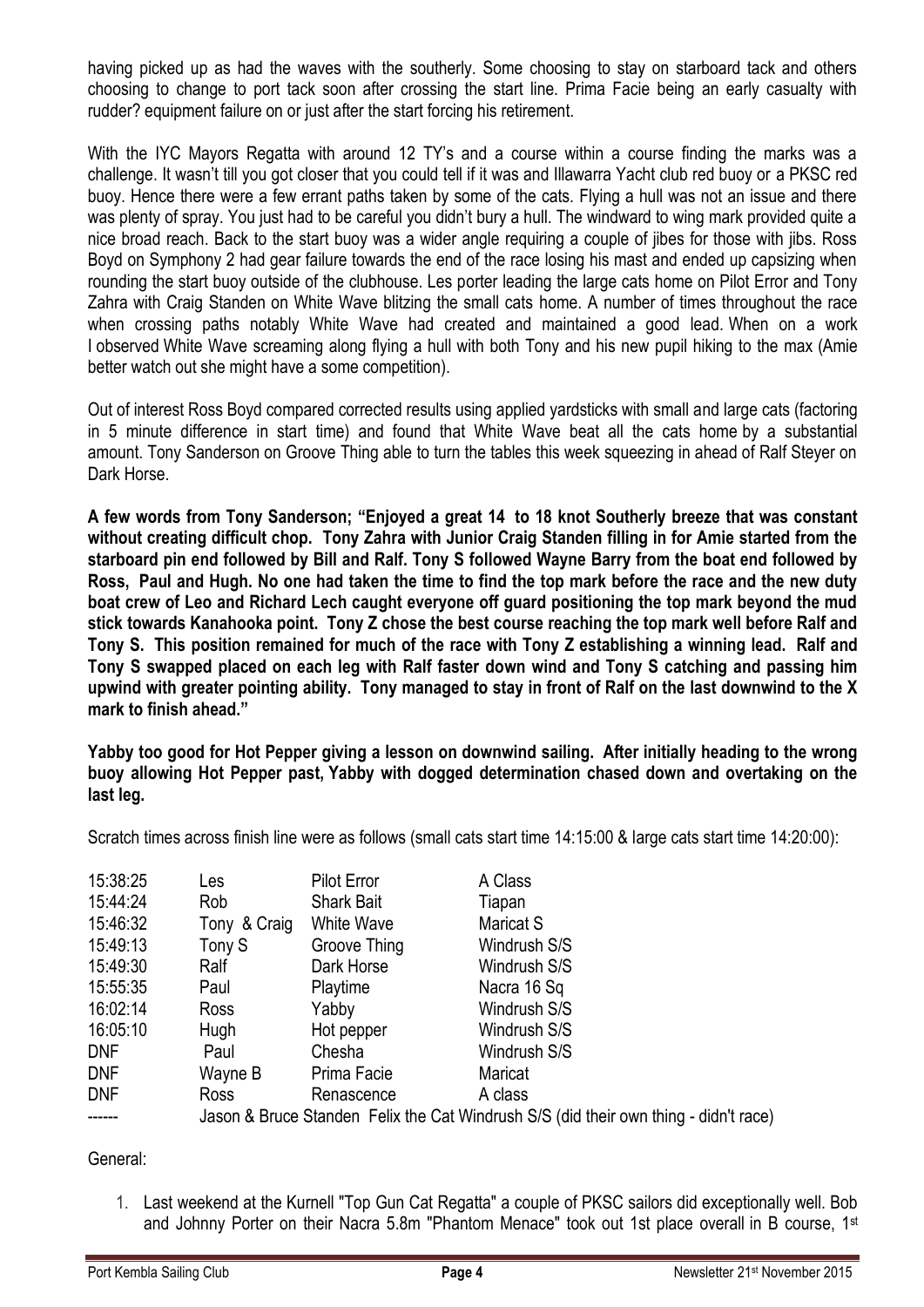having picked up as had the waves with the southerly. Some choosing to stay on starboard tack and others choosing to change to port tack soon after crossing the start line. Prima Facie being an early casualty with rudder? equipment failure on or just after the start forcing his retirement.

With the IYC Mayors Regatta with around 12 TY's and a course within a course finding the marks was a challenge. It wasn't till you got closer that you could tell if it was and Illawarra Yacht club red buoy or a PKSC red buoy. Hence there were a few errant paths taken by some of the cats. Flying a hull was not an issue and there was plenty of spray. You just had to be careful you didn't bury a hull. The windward to wing mark provided quite a nice broad reach. Back to the start buoy was a wider angle requiring a couple of jibes for those with jibs. Ross Boyd on Symphony 2 had gear failure towards the end of the race losing his mast and ended up capsizing when rounding the start buoy outside of the clubhouse. Les porter leading the large cats home on Pilot Error and Tony Zahra with Craig Standen on White Wave blitzing the small cats home. A number of times throughout the race when crossing paths notably White Wave had created and maintained a good lead. When on a work I observed White Wave screaming along flying a hull with both Tony and his new pupil hiking to the max (Amie better watch out she might have a some competition).

Out of interest Ross Boyd compared corrected results using applied yardsticks with small and large cats (factoring in 5 minute difference in start time) and found that White Wave beat all the cats home by a substantial amount. Tony Sanderson on Groove Thing able to turn the tables this week squeezing in ahead of Ralf Steyer on Dark Horse.

**A few words from Tony Sanderson; "Enjoyed a great 14 to 18 knot Southerly breeze that was constant without creating difficult chop. Tony Zahra with Junior Craig Standen filling in for Amie started from the starboard pin end followed by Bill and Ralf. Tony S followed Wayne Barry from the boat end followed by Ross, Paul and Hugh. No one had taken the time to find the top mark before the race and the new duty boat crew of Leo and Richard Lech caught everyone off guard positioning the top mark beyond the mud stick towards Kanahooka point. Tony Z chose the best course reaching the top mark well before Ralf and Tony S. This position remained for much of the race with Tony Z establishing a winning lead. Ralf and Tony S swapped placed on each leg with Ralf faster down wind and Tony S catching and passing him upwind with greater pointing ability. Tony managed to stay in front of Ralf on the last downwind to the X mark to finish ahead."**

**Yabby too good for Hot Pepper giving a lesson on downwind sailing. After initially heading to the wrong buoy allowing Hot Pepper past, Yabby with dogged determination chased down and overtaking on the last leg.**

Scratch times across finish line were as follows (small cats start time 14:15:00 & large cats start time 14:20:00):

| | | | |
|---|---|---|---|
| 15:38:25 | Les | Pilot Error | A Class |
| 15:44:24 | Rob | Shark Bait | Tiapan |
| 15:46:32 | Tony & Craig | White Wave | Maricat S |
| 15:49:13 | Tony S | Groove Thing | Windrush S/S |
| 15:49:30 | Ralf | Dark Horse | Windrush S/S |
| 15:55:35 | Paul | Playtime | Nacra 16 Sq |
| 16:02:14 | Ross | Yabby | Windrush S/S |
| 16:05:10 | Hugh | Hot pepper | Windrush S/S |
| DNF | Paul | Chesha | Windrush S/S |
| DNF | Wayne B | Prima Facie | Maricat |
| DNF | Ross | Renascence | A class |
| ------ | Jason & Bruce Standen Felix the Cat Windrush S/S (did their own thing - didn't race) | | |

General:

1. Last weekend at the Kurnell "Top Gun Cat Regatta" a couple of PKSC sailors did exceptionally well. Bob and Johnny Porter on their Nacra 5.8m "Phantom Menace" took out 1st place overall in B course, 1st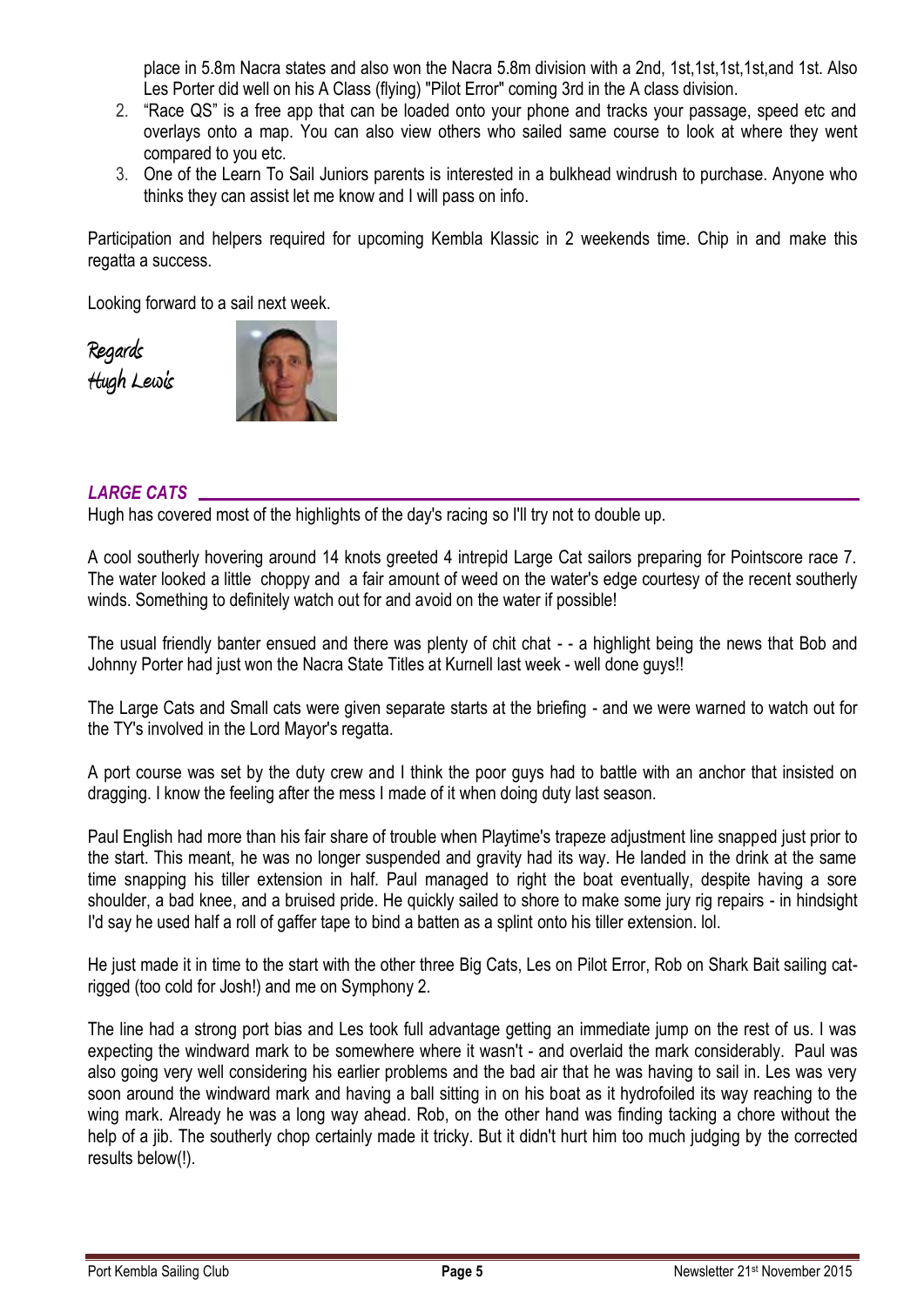place in 5.8m Nacra states and also won the Nacra 5.8m division with a 2nd, 1st,1st,1st,1st,and 1st. Also Les Porter did well on his A Class (flying) "Pilot Error" coming 3rd in the A class division.

2. "Race QS" is a free app that can be loaded onto your phone and tracks your passage, speed etc and overlays onto a map. You can also view others who sailed same course to look at where they went compared to you etc.
3. One of the Learn To Sail Juniors parents is interested in a bulkhead windrush to purchase. Anyone who thinks they can assist let me know and I will pass on info.

Participation and helpers required for upcoming Kembla Klassic in 2 weekends time. Chip in and make this regatta a success.

Looking forward to a sail next week.

Regards
Hugh Lewis

### *LARGE CATS*

Hugh has covered most of the highlights of the day's racing so I'll try not to double up.

A cool southerly hovering around 14 knots greeted 4 intrepid Large Cat sailors preparing for Pointscore race 7. The water looked a little choppy and a fair amount of weed on the water's edge courtesy of the recent southerly winds. Something to definitely watch out for and avoid on the water if possible!

The usual friendly banter ensued and there was plenty of chit chat - - a highlight being the news that Bob and Johnny Porter had just won the Nacra State Titles at Kurnell last week - well done guys!!

The Large Cats and Small cats were given separate starts at the briefing - and we were warned to watch out for the TY's involved in the Lord Mayor's regatta.

A port course was set by the duty crew and I think the poor guys had to battle with an anchor that insisted on dragging. I know the feeling after the mess I made of it when doing duty last season.

Paul English had more than his fair share of trouble when Playtime's trapeze adjustment line snapped just prior to the start. This meant, he was no longer suspended and gravity had its way. He landed in the drink at the same time snapping his tiller extension in half. Paul managed to right the boat eventually, despite having a sore shoulder, a bad knee, and a bruised pride. He quickly sailed to shore to make some jury rig repairs - in hindsight I'd say he used half a roll of gaffer tape to bind a batten as a splint onto his tiller extension. lol.

He just made it in time to the start with the other three Big Cats, Les on Pilot Error, Rob on Shark Bait sailing cat-rigged (too cold for Josh!) and me on Symphony 2.

The line had a strong port bias and Les took full advantage getting an immediate jump on the rest of us. I was expecting the windward mark to be somewhere where it wasn't - and overlaid the mark considerably. Paul was also going very well considering his earlier problems and the bad air that he was having to sail in. Les was very soon around the windward mark and having a ball sitting in on his boat as it hydrofoiled its way reaching to the wing mark. Already he was a long way ahead. Rob, on the other hand was finding tacking a chore without the help of a jib. The southerly chop certainly made it tricky. But it didn't hurt him too much judging by the corrected results below(!).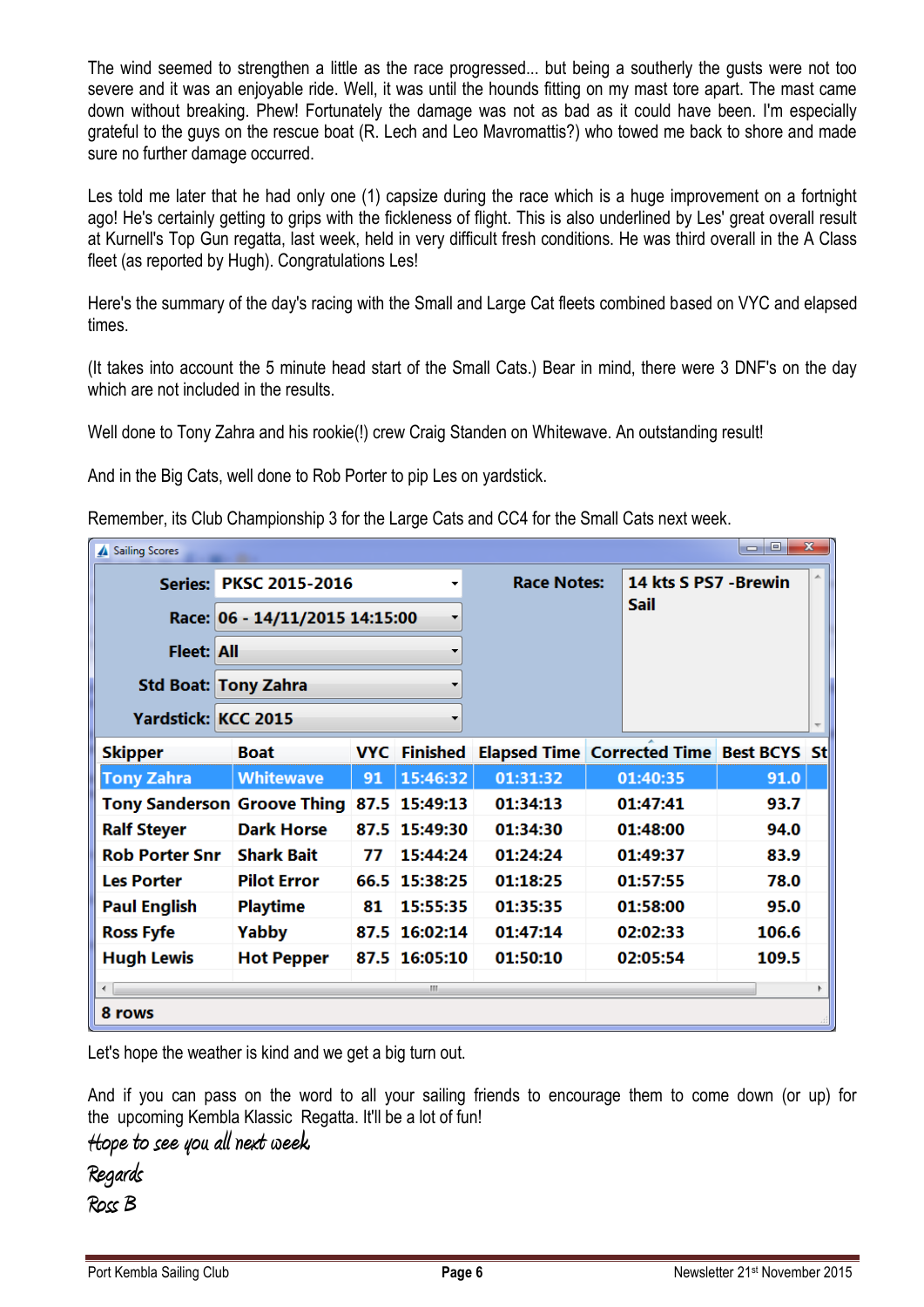The wind seemed to strengthen a little as the race progressed... but being a southerly the gusts were not too severe and it was an enjoyable ride. Well, it was until the hounds fitting on my mast tore apart. The mast came down without breaking. Phew! Fortunately the damage was not as bad as it could have been. I'm especially grateful to the guys on the rescue boat (R. Lech and Leo Mavromattis?) who towed me back to shore and made sure no further damage occurred.

Les told me later that he had only one (1) capsize during the race which is a huge improvement on a fortnight ago! He's certainly getting to grips with the fickleness of flight. This is also underlined by Les' great overall result at Kurnell's Top Gun regatta, last week, held in very difficult fresh conditions. He was third overall in the A Class fleet (as reported by Hugh). Congratulations Les!

Here's the summary of the day's racing with the Small and Large Cat fleets combined based on VYC and elapsed times.

(It takes into account the 5 minute head start of the Small Cats.) Bear in mind, there were 3 DNF's on the day which are not included in the results.

Well done to Tony Zahra and his rookie(!) crew Craig Standen on Whitewave. An outstanding result!

And in the Big Cats, well done to Rob Porter to pip Les on yardstick.

Remember, its Club Championship 3 for the Large Cats and CC4 for the Small Cats next week.

Sailing Scores

Series: PKSC 2015-2016
Race: 06 - 14/11/2015 14:15:00
Fleet: All
Std Boat: Tony Zahra
Yardstick: KCC 2015
Race Notes: 14 kts S PS7 -Brewin Sail

| Skipper | Boat | VYC | Finished | Elapsed Time | Corrected Time | Best BCYS | St |
|---|---|---|---|---|---|---|---|
| Tony Zahra | Whitewave | 91 | 15:46:32 | 01:31:32 | 01:40:35 | 91.0 | |
| Tony Sanderson | Groove Thing | 87.5 | 15:49:13 | 01:34:13 | 01:47:41 | 93.7 | |
| Ralf Steyer | Dark Horse | 87.5 | 15:49:30 | 01:34:30 | 01:48:00 | 94.0 | |
| Rob Porter Snr | Shark Bait | 77 | 15:44:24 | 01:24:24 | 01:49:37 | 83.9 | |
| Les Porter | Pilot Error | 66.5 | 15:38:25 | 01:18:25 | 01:57:55 | 78.0 | |
| Paul English | Playtime | 81 | 15:55:35 | 01:35:35 | 01:58:00 | 95.0 | |
| Ross Fyfe | Yabby | 87.5 | 16:02:14 | 01:47:14 | 02:02:33 | 106.6 | |
| Hugh Lewis | Hot Pepper | 87.5 | 16:05:10 | 01:50:10 | 02:05:54 | 109.5 | |

8 rows

Let's hope the weather is kind and we get a big turn out.

And if you can pass on the word to all your sailing friends to encourage them to come down (or up) for the upcoming Kembla Klassic Regatta. It'll be a lot of fun!

*Hope to see you all next week*

*Regards*

*Ross B*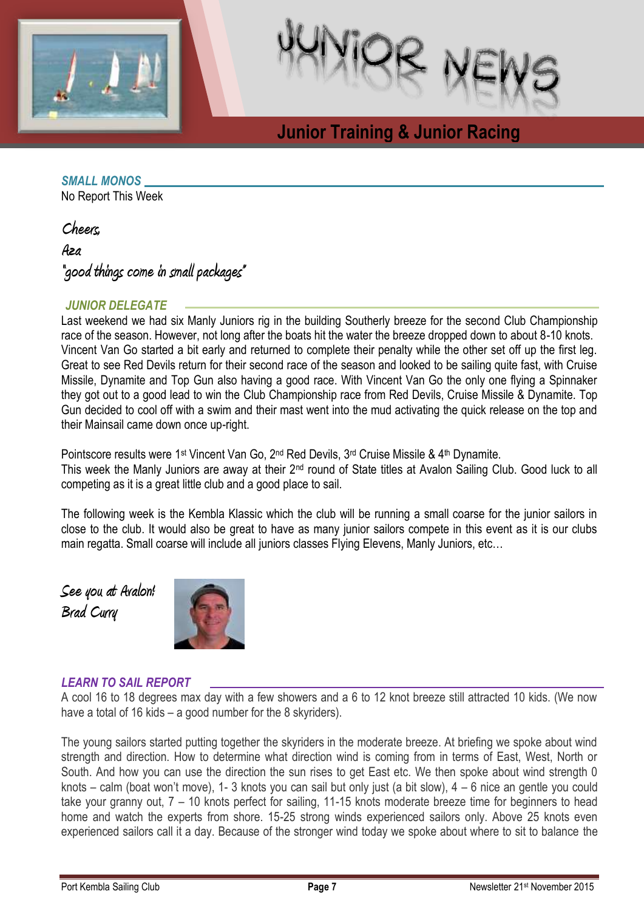# JUNIOR NEWS

## Junior Training & Junior Racing

### SMALL MONOS

No Report This Week

*Cheers,*

*Aza*

*"good things come in small packages"*

### JUNIOR DELEGATE

Last weekend we had six Manly Juniors rig in the building Southerly breeze for the second Club Championship race of the season. However, not long after the boats hit the water the breeze dropped down to about 8-10 knots. Vincent Van Go started a bit early and returned to complete their penalty while the other set off up the first leg. Great to see Red Devils return for their second race of the season and looked to be sailing quite fast, with Cruise Missile, Dynamite and Top Gun also having a good race. With Vincent Van Go the only one flying a Spinnaker they got out to a good lead to win the Club Championship race from Red Devils, Cruise Missile & Dynamite. Top Gun decided to cool off with a swim and their mast went into the mud activating the quick release on the top and their Mainsail came down once up-right.

Pointscore results were 1st Vincent Van Go, 2nd Red Devils, 3rd Cruise Missile & 4th Dynamite.
This week the Manly Juniors are away at their 2nd round of State titles at Avalon Sailing Club. Good luck to all competing as it is a great little club and a good place to sail.

The following week is the Kembla Klassic which the club will be running a small coarse for the junior sailors in close to the club. It would also be great to have as many junior sailors compete in this event as it is our clubs main regatta. Small coarse will include all juniors classes Flying Elevens, Manly Juniors, etc…

*See you at Avalon!*

*Brad Curry*

### LEARN TO SAIL REPORT

A cool 16 to 18 degrees max day with a few showers and a 6 to 12 knot breeze still attracted 10 kids. (We now have a total of 16 kids – a good number for the 8 skyriders).

The young sailors started putting together the skyriders in the moderate breeze. At briefing we spoke about wind strength and direction. How to determine what direction wind is coming from in terms of East, West, North or South. And how you can use the direction the sun rises to get East etc. We then spoke about wind strength 0 knots – calm (boat won't move), 1- 3 knots you can sail but only just (a bit slow), 4 – 6 nice an gentle you could take your granny out, 7 – 10 knots perfect for sailing, 11-15 knots moderate breeze time for beginners to head home and watch the experts from shore. 15-25 strong winds experienced sailors only. Above 25 knots even experienced sailors call it a day. Because of the stronger wind today we spoke about where to sit to balance the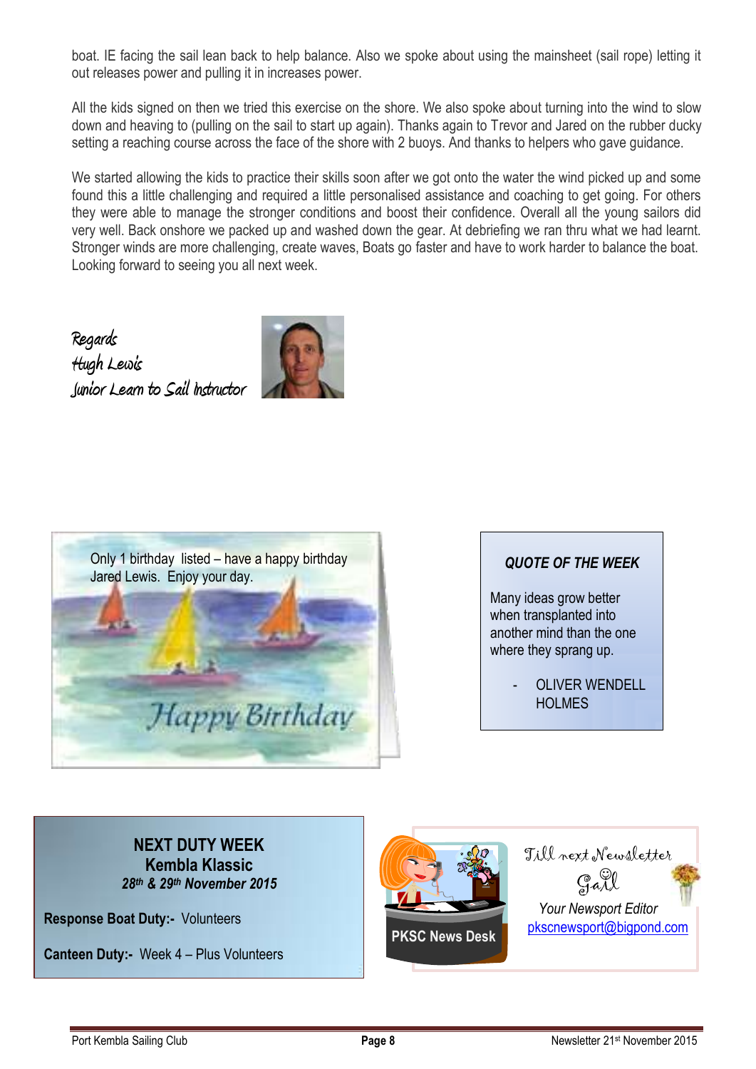boat. IE facing the sail lean back to help balance. Also we spoke about using the mainsheet (sail rope) letting it out releases power and pulling it in increases power.

All the kids signed on then we tried this exercise on the shore. We also spoke about turning into the wind to slow down and heaving to (pulling on the sail to start up again). Thanks again to Trevor and Jared on the rubber ducky setting a reaching course across the face of the shore with 2 buoys. And thanks to helpers who gave guidance.

We started allowing the kids to practice their skills soon after we got onto the water the wind picked up and some found this a little challenging and required a little personalised assistance and coaching to get going. For others they were able to manage the stronger conditions and boost their confidence. Overall all the young sailors did very well. Back onshore we packed up and washed down the gear. At debriefing we ran thru what we had learnt. Stronger winds are more challenging, create waves, Boats go faster and have to work harder to balance the boat. Looking forward to seeing you all next week.

*Regards*
*Hugh Lewis*
*Junior Learn to Sail Instructor*

Only 1 birthday listed – have a happy birthday Jared Lewis. Enjoy your day.

Happy Birthday

***QUOTE OF THE WEEK***

Many ideas grow better when transplanted into another mind than the one where they sprang up.

- OLIVER WENDELL HOLMES

**NEXT DUTY WEEK**
**Kembla Klassic**
***28th & 29th November 2015***

**Response Boat Duty:-** Volunteers

**Canteen Duty:-** Week 4 – Plus Volunteers

PKSC News Desk

*Till next Newsletter*
*Gail*

*Your Newsport Editor*
pkscnewsport@bigpond.com